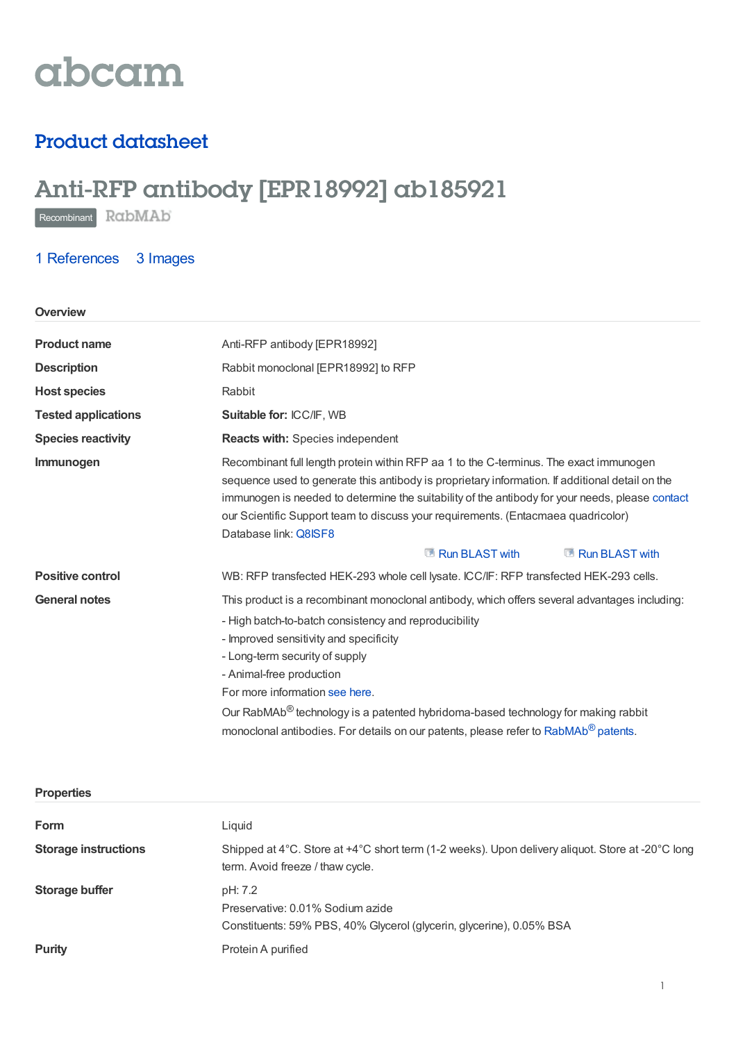abcam

## Product datasheet

# Anti-RFP antibody [EPR18992] ab185921

Recombinant RabMAb

1 References 3 Images

## Overview

| | |
|---|---|
| **Product name** | Anti-RFP antibody [EPR18992] |
| **Description** | Rabbit monoclonal [EPR18992] to RFP |
| **Host species** | Rabbit |
| **Tested applications** | **Suitable for:** ICC/IF, WB |
| **Species reactivity** | **Reacts with:** Species independent |
| **Immunogen** | Recombinant full length protein within RFP aa 1 to the C-terminus. The exact immunogen sequence used to generate this antibody is proprietary information. If additional detail on the immunogen is needed to determine the suitability of the antibody for your needs, please contact our Scientific Support team to discuss your requirements. (Entacmaea quadricolor) Database link: Q8ISF8 Run BLAST with Run BLAST with |
| **Positive control** | WB: RFP transfected HEK-293 whole cell lysate. ICC/IF: RFP transfected HEK-293 cells. |
| **General notes** | This product is a recombinant monoclonal antibody, which offers several advantages including: - High batch-to-batch consistency and reproducibility - Improved sensitivity and specificity - Long-term security of supply - Animal-free production For more information see here. Our RabMAb® technology is a patented hybridoma-based technology for making rabbit monoclonal antibodies. For details on our patents, please refer to RabMAb® patents. |

## Properties

| | |
|---|---|
| **Form** | Liquid |
| **Storage instructions** | Shipped at 4°C. Store at +4°C short term (1-2 weeks). Upon delivery aliquot. Store at -20°C long term. Avoid freeze / thaw cycle. |
| **Storage buffer** | pH: 7.2 Preservative: 0.01% Sodium azide Constituents: 59% PBS, 40% Glycerol (glycerin, glycerine), 0.05% BSA |
| **Purity** | Protein A purified |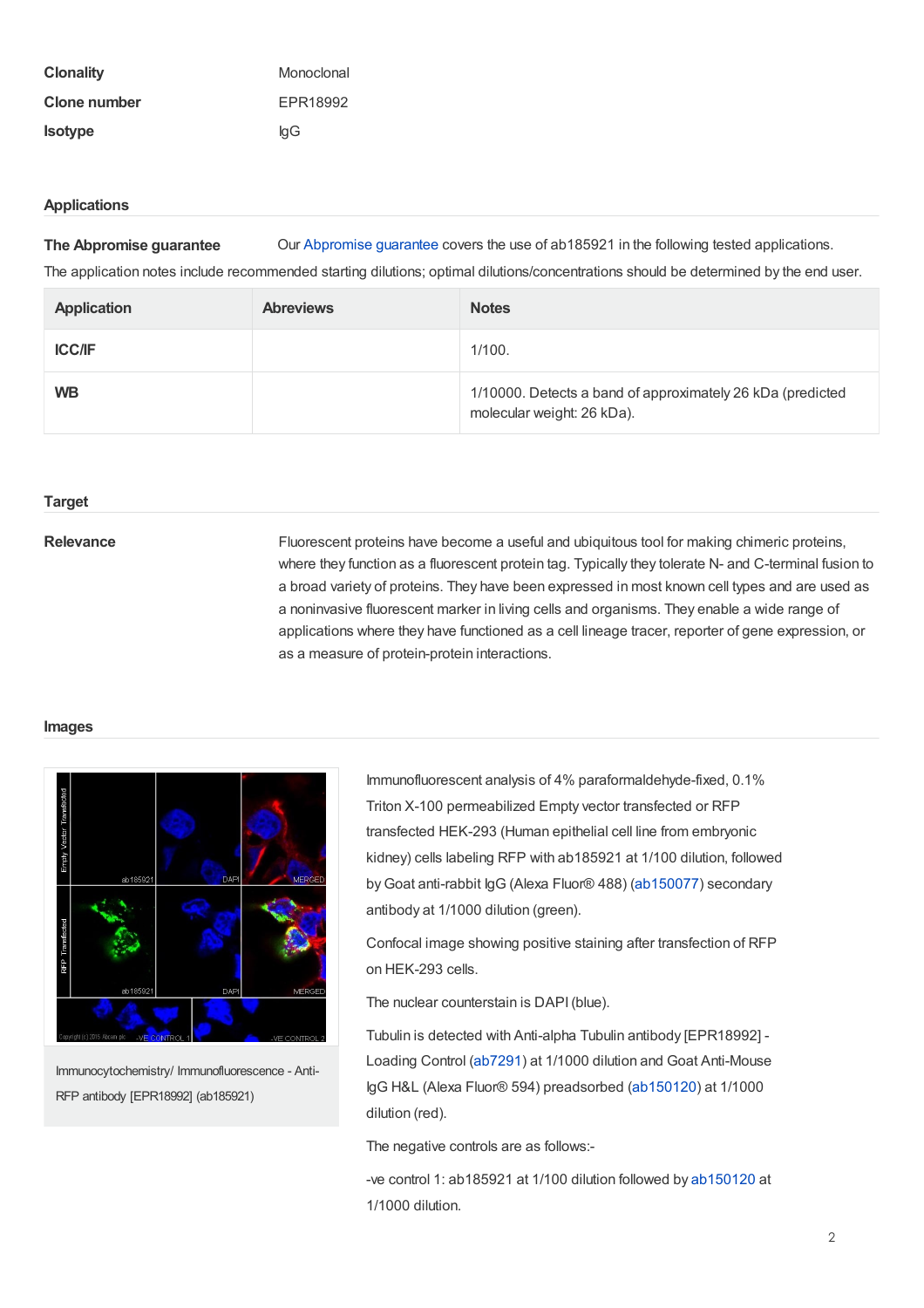| | |
|---|---|
| **Clonality** | Monoclonal |
| **Clone number** | EPR18992 |
| **Isotype** | IgG |

## Applications

**The Abpromise guarantee** Our Abpromise guarantee covers the use of ab185921 in the following tested applications.

The application notes include recommended starting dilutions; optimal dilutions/concentrations should be determined by the end user.

| Application | Abreviews | Notes |
|---|---|---|
| **ICC/IF** | | 1/100. |
| **WB** | | 1/10000. Detects a band of approximately 26 kDa (predicted molecular weight: 26 kDa). |

## Target

**Relevance** Fluorescent proteins have become a useful and ubiquitous tool for making chimeric proteins, where they function as a fluorescent protein tag. Typically they tolerate N- and C-terminal fusion to a broad variety of proteins. They have been expressed in most known cell types and are used as a noninvasive fluorescent marker in living cells and organisms. They enable a wide range of applications where they have functioned as a cell lineage tracer, reporter of gene expression, or as a measure of protein-protein interactions.

## Images

Immunocytochemistry/ Immunofluorescence - Anti-RFP antibody [EPR18992] (ab185921)

Immunofluorescent analysis of 4% paraformaldehyde-fixed, 0.1% Triton X-100 permeabilized Empty vector transfected or RFP transfected HEK-293 (Human epithelial cell line from embryonic kidney) cells labeling RFP with ab185921 at 1/100 dilution, followed by Goat anti-rabbit IgG (Alexa Fluor® 488) (ab150077) secondary antibody at 1/1000 dilution (green).

Confocal image showing positive staining after transfection of RFP on HEK-293 cells.

The nuclear counterstain is DAPI (blue).

Tubulin is detected with Anti-alpha Tubulin antibody [EPR18992] - Loading Control (ab7291) at 1/1000 dilution and Goat Anti-Mouse IgG H&L (Alexa Fluor® 594) preadsorbed (ab150120) at 1/1000 dilution (red).

The negative controls are as follows:-

-ve control 1: ab185921 at 1/100 dilution followed by ab150120 at 1/1000 dilution.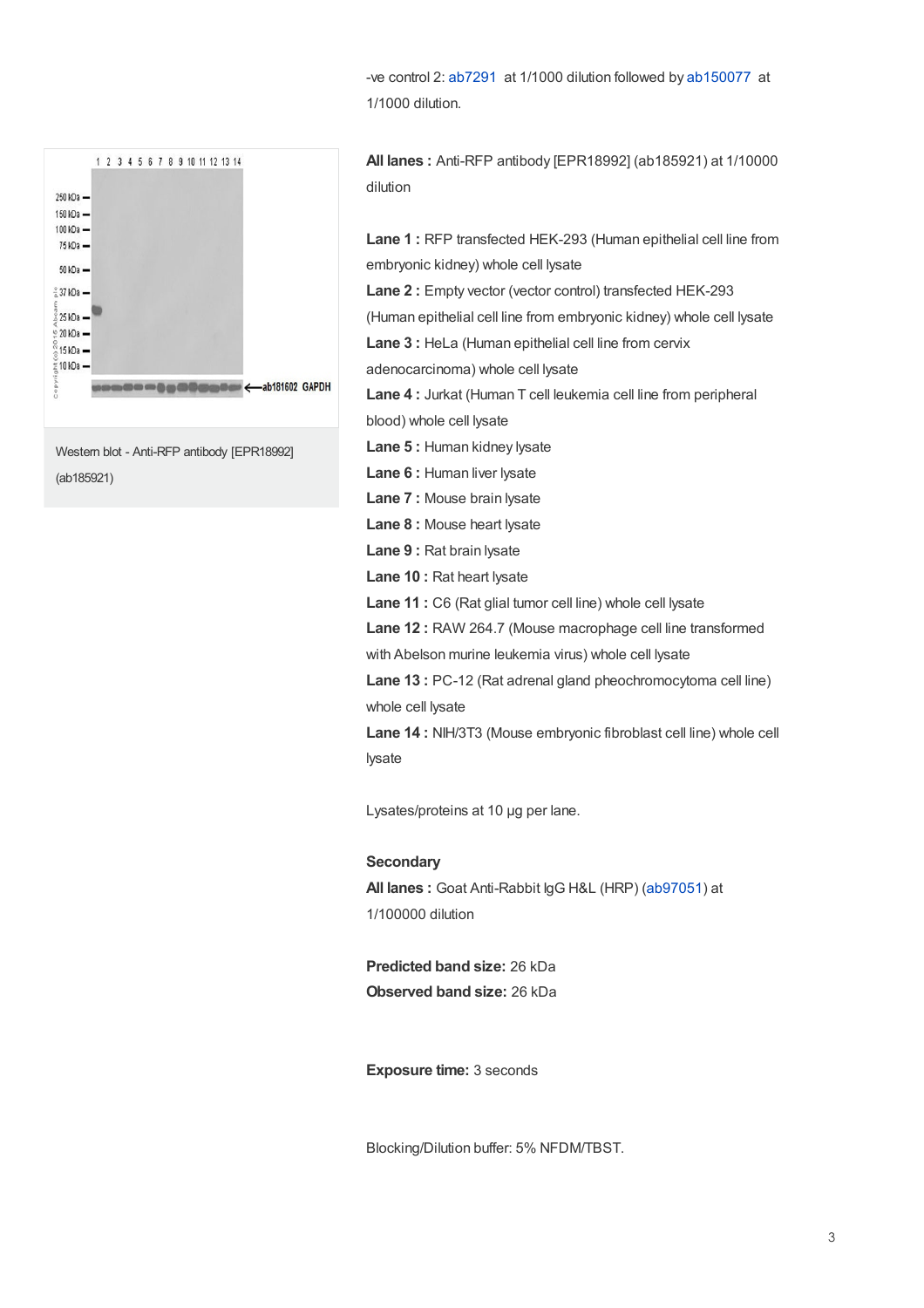-ve control 2: ab7291 at 1/1000 dilution followed by ab150077 at 1/1000 dilution.

Western blot - Anti-RFP antibody [EPR18992] (ab185921)

**All lanes :** Anti-RFP antibody [EPR18992] (ab185921) at 1/10000 dilution

**Lane 1 :** RFP transfected HEK-293 (Human epithelial cell line from embryonic kidney) whole cell lysate
**Lane 2 :** Empty vector (vector control) transfected HEK-293 (Human epithelial cell line from embryonic kidney) whole cell lysate
**Lane 3 :** HeLa (Human epithelial cell line from cervix adenocarcinoma) whole cell lysate
**Lane 4 :** Jurkat (Human T cell leukemia cell line from peripheral blood) whole cell lysate
**Lane 5 :** Human kidney lysate
**Lane 6 :** Human liver lysate
**Lane 7 :** Mouse brain lysate
**Lane 8 :** Mouse heart lysate
**Lane 9 :** Rat brain lysate
**Lane 10 :** Rat heart lysate
**Lane 11 :** C6 (Rat glial tumor cell line) whole cell lysate
**Lane 12 :** RAW 264.7 (Mouse macrophage cell line transformed with Abelson murine leukemia virus) whole cell lysate
**Lane 13 :** PC-12 (Rat adrenal gland pheochromocytoma cell line) whole cell lysate
**Lane 14 :** NIH/3T3 (Mouse embryonic fibroblast cell line) whole cell lysate

Lysates/proteins at 10 µg per lane.

**Secondary**
**All lanes :** Goat Anti-Rabbit IgG H&L (HRP) (ab97051) at 1/100000 dilution

**Predicted band size:** 26 kDa
**Observed band size:** 26 kDa

**Exposure time:** 3 seconds

Blocking/Dilution buffer: 5% NFDM/TBST.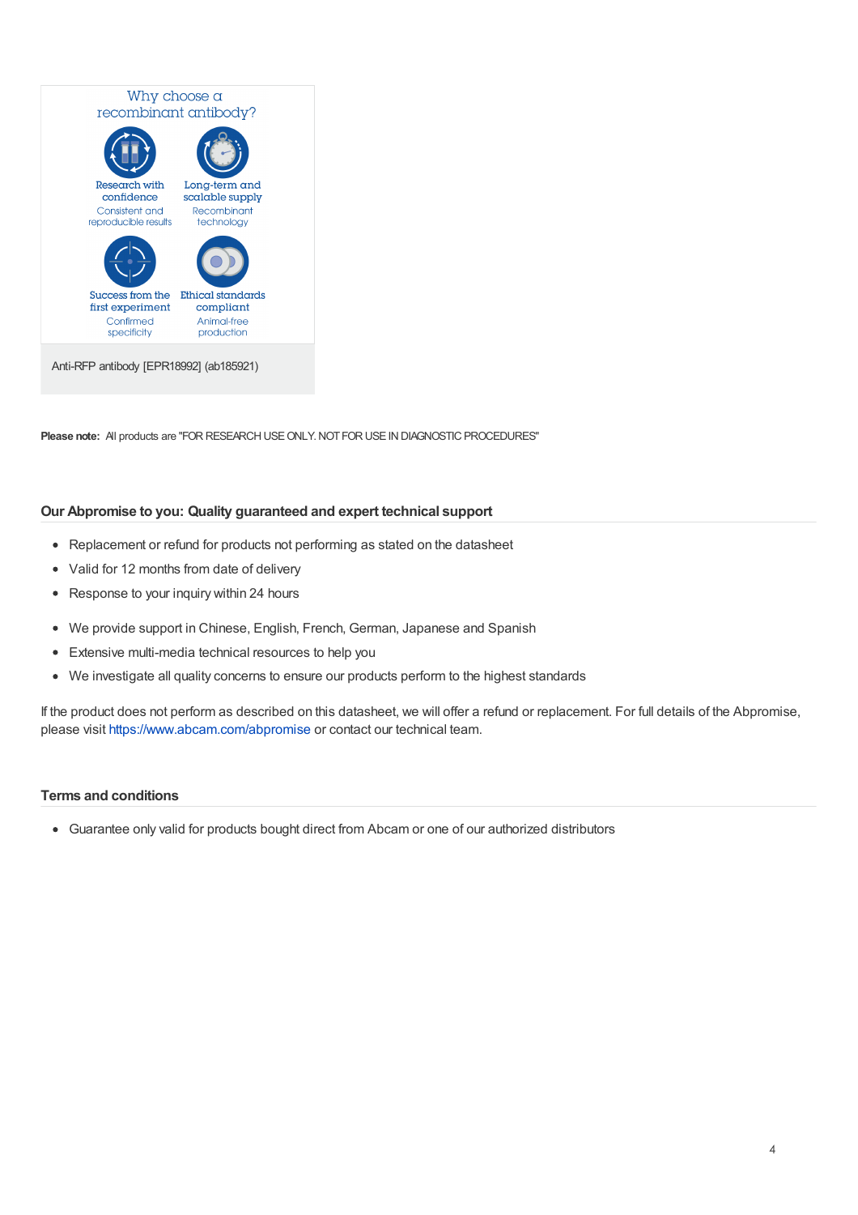Why choose a recombinant antibody?

Research with confidence
Consistent and reproducible results

Long-term and scalable supply
Recombinant technology

Success from the first experiment
Confirmed specificity

Ethical standards compliant
Animal-free production

Anti-RFP antibody [EPR18992] (ab185921)

**Please note:** All products are "FOR RESEARCH USE ONLY. NOT FOR USE IN DIAGNOSTIC PROCEDURES"

## Our Abpromise to you: Quality guaranteed and expert technical support

- Replacement or refund for products not performing as stated on the datasheet
- Valid for 12 months from date of delivery
- Response to your inquiry within 24 hours

- We provide support in Chinese, English, French, German, Japanese and Spanish
- Extensive multi-media technical resources to help you
- We investigate all quality concerns to ensure our products perform to the highest standards

If the product does not perform as described on this datasheet, we will offer a refund or replacement. For full details of the Abpromise, please visit https://www.abcam.com/abpromise or contact our technical team.

## Terms and conditions

- Guarantee only valid for products bought direct from Abcam or one of our authorized distributors